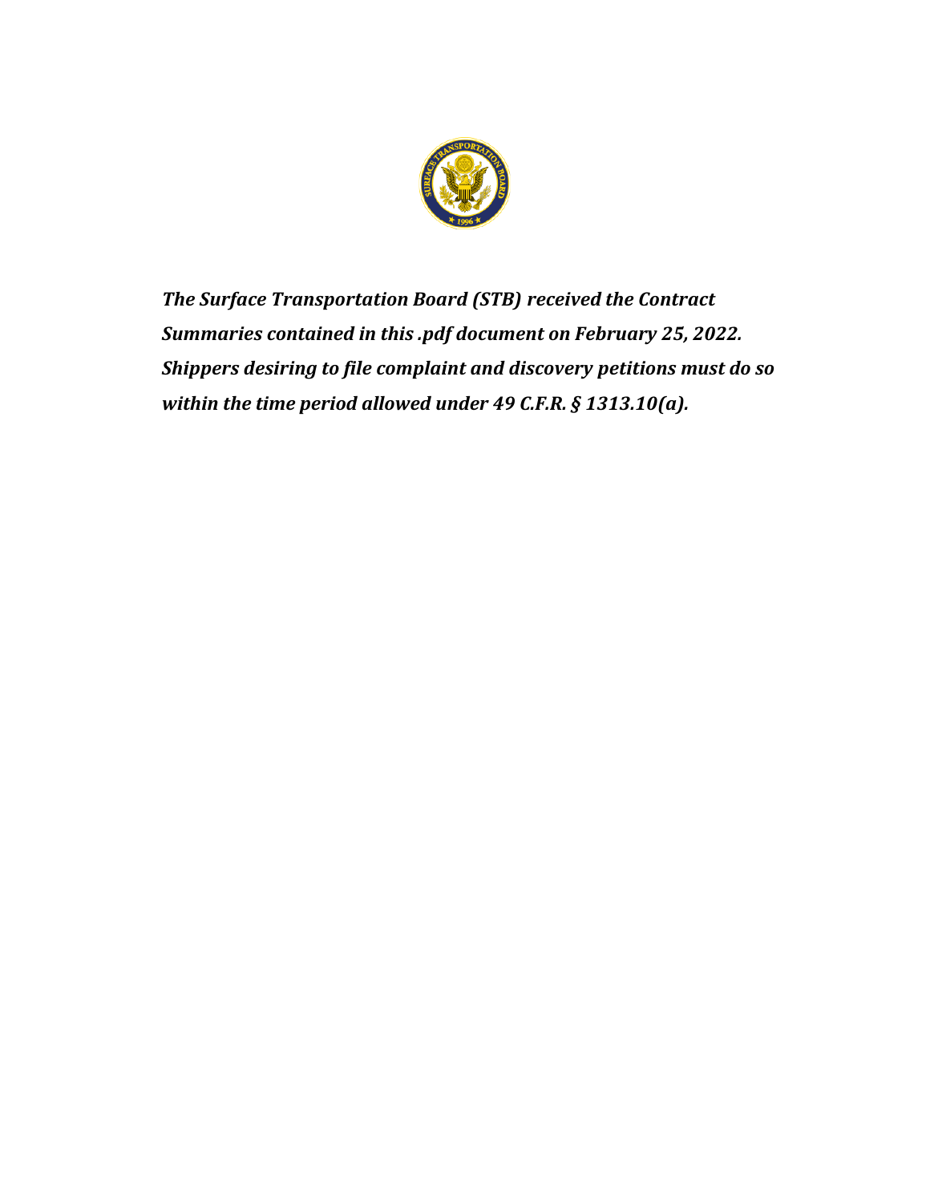***The Surface Transportation Board (STB) received the Contract Summaries contained in this .pdf document on February 25, 2022. Shippers desiring to file complaint and discovery petitions must do so within the time period allowed under 49 C.F.R. § 1313.10(a).***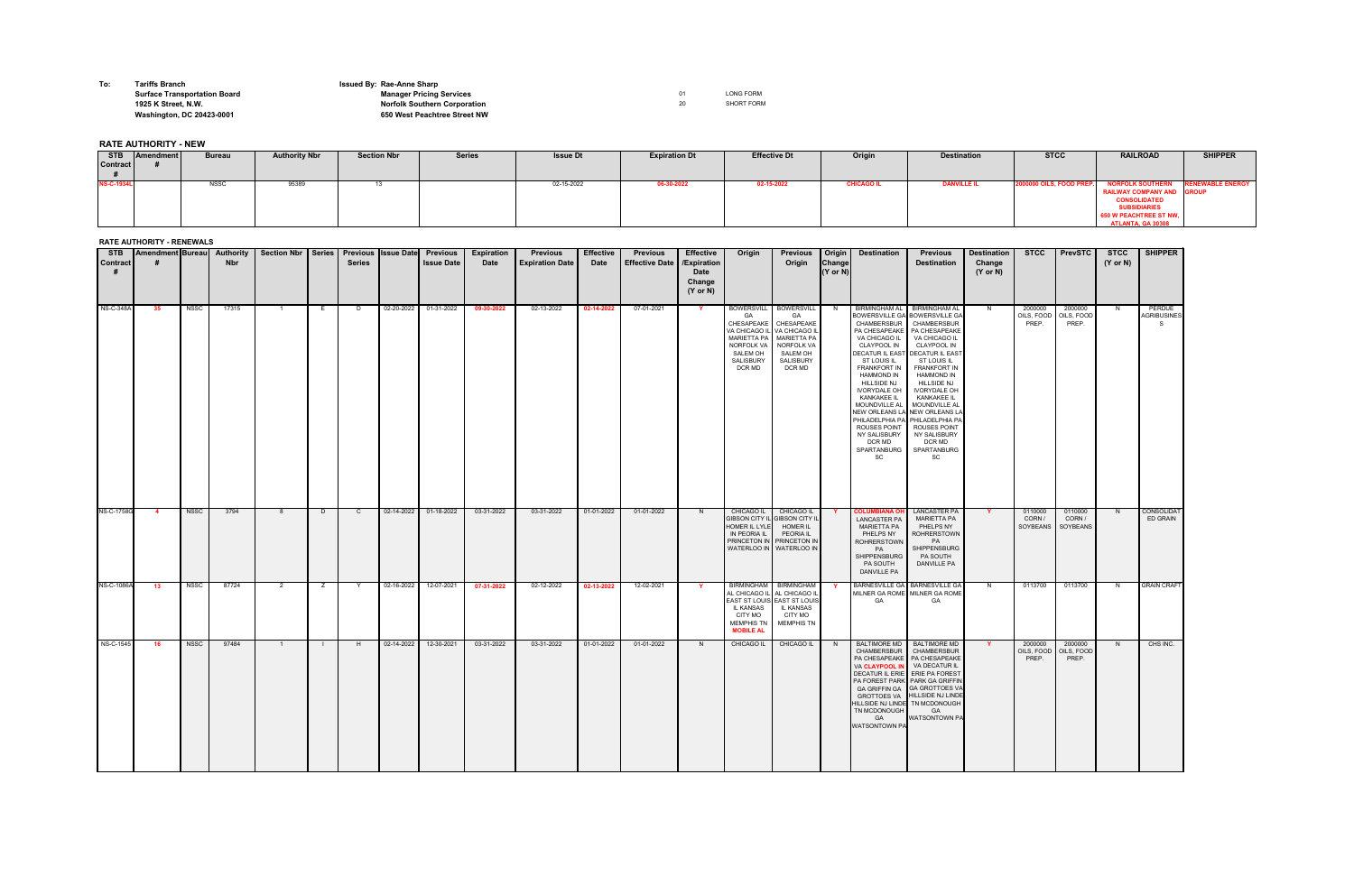**To:** Tariffs Branch
Surface Transportation Board
1925 K Street, N.W.
Washington, DC 20423-0001

**Issued By:** Rae-Anne Sharp
Manager Pricing Services
Norfolk Southern Corporation
650 West Peachtree Street NW

01 LONG FORM
20 SHORT FORM

## RATE AUTHORITY - NEW

| STB Contract # | Amendment # | Bureau | Authority Nbr | Section Nbr | Series | Issue Dt | Expiration Dt | Effective Dt | Origin | Destination | STCC | RAILROAD | SHIPPER |
|---|---|---|---|---|---|---|---|---|---|---|---|---|---|
| NS-C-1934L | | NSSC | 95389 | 13 | | 02-15-2022 | 06-30-2022 | 02-15-2022 | CHICAGO IL | DANVILLE IL | 2000000 OILS, FOOD PREP. | NORFOLK SOUTHERN RAILWAY COMPANY AND CONSOLIDATED SUBSIDIARIES 650 W PEACHTREE ST NW, ATLANTA, GA 30308 | RENEWABLE ENERGY GROUP |

## RATE AUTHORITY - RENEWALS

| STB Contract # | Amendment # | Bureau | Authority Nbr | Section Nbr | Series | Previous Series | Issue Date | Previous Issue Date | Expiration Date | Previous Expiration Date | Effective Date | Previous Effective Date | Effective /Expiration Date Change (Y or N) | Origin | Previous Origin | Origin Change (Y or N) | Destination | Previous Destination | Destination Change (Y or N) | STCC | PrevSTC | STCC (Y or N) | SHIPPER |
|---|---|---|---|---|---|---|---|---|---|---|---|---|---|---|---|---|---|---|---|---|---|---|---|
| NS-C-348A | 35 | NSSC | 17315 | 1 | E | D | 02-20-2022 | 01-31-2022 | 09-30-2022 | 02-13-2022 | 02-14-2022 | 07-01-2021 | Y | BOWERSVILLE GA CHESAPEAKE VA CHICAGO IL MARIETTA PA NORFOLK VA SALEM OH SALISBURY DCR MD | BOWERSVILLE GA CHESAPEAKE VA CHICAGO IL MARIETTA PA NORFOLK VA SALEM OH SALISBURY DCR MD | N | BIRMINGHAM AL BOWERSVILLE GA CHAMBERSBURG PA CHESAPEAKE VA CHICAGO IL CLAYPOOL IN DECATUR IL EAST ST LOUIS IL FRANKFORT IN HAMMOND IN HILLSIDE NJ IVORYDALE OH KANKAKEE IL MOUNDVILLE AL NEW ORLEANS LA PHILADELPHIA PA ROUSES POINT NY SALISBURY DCR MD SPARTANBURG SC | BIRMINGHAM AL BOWERSVILLE GA CHAMBERSBURG PA CHESAPEAKE VA CHICAGO IL CLAYPOOL IN DECATUR IL EAST ST LOUIS IL FRANKFORT IN HAMMOND IN HILLSIDE NJ IVORYDALE OH KANKAKEE IL MOUNDVILLE AL NEW ORLEANS LA PHILADELPHIA PA ROUSES POINT NY SALISBURY DCR MD SPARTANBURG SC | N | 2000000 OILS, FOOD PREP. | 2000000 OILS, FOOD PREP. | N | PERDUE AGRIBUSINESS |
| NS-C-1758G | 4 | NSSC | 3794 | 8 | D | C | 02-14-2022 | 01-18-2022 | 03-31-2022 | 03-31-2022 | 01-01-2022 | 01-01-2022 | N | CHICAGO IL GIBSON CITY IL HOMER IL LYLE IN PEORIA IL PRINCETON IN WATERLOO IN | CHICAGO IL GIBSON CITY IL HOMER IL PEORIA IL PRINCETON IN WATERLOO IN | Y | COLUMBIANA OH LANCASTER PA MARIETTA PA PHELPS NY ROHRERSTOWN PA SHIPPENSBURG PA SOUTH DANVILLE PA | LANCASTER PA MARIETTA PA PHELPS NY ROHRERSTOWN PA SHIPPENSBURG PA SOUTH DANVILLE PA | Y | 0110000 CORN / SOYBEANS | 0110000 CORN / SOYBEANS | N | CONSOLIDATED GRAIN |
| NS-C-1086A | 13 | NSSC | 87724 | 2 | Z | Y | 02-16-2022 | 12-07-2021 | 07-31-2022 | 02-12-2022 | 02-13-2022 | 12-02-2021 | Y | BIRMINGHAM AL CHICAGO IL EAST ST LOUIS IL KANSAS CITY MO MEMPHIS TN MOBILE AL | BIRMINGHAM AL CHICAGO IL EAST ST LOUIS IL KANSAS CITY MO MEMPHIS TN | Y | BARNESVILLE GA MILNER GA ROME GA | BARNESVILLE GA MILNER GA ROME GA | N | 0113700 | 0113700 | N | GRAIN CRAFT |
| NS-C-1545 | 16 | NSSC | 97484 | 1 | I | H | 02-14-2022 | 12-30-2021 | 03-31-2022 | 03-31-2022 | 01-01-2022 | 01-01-2022 | N | CHICAGO IL | CHICAGO IL | N | BALTIMORE MD CHAMBERSBURG PA CHESAPEAKE VA CLAYPOOL IN DECATUR IL ERIE PA FOREST PARK GA GRIFFIN GA GROTTOES VA HILLSIDE NJ LINDEN TN MCDONOUGH GA WATSONTOWN PA | BALTIMORE MD CHAMBERSBURG PA CHESAPEAKE VA DECATUR IL ERIE PA FOREST PARK GA GRIFFIN GA GROTTOES VA HILLSIDE NJ LINDEN TN MCDONOUGH GA WATSONTOWN PA | Y | 2000000 OILS, FOOD PREP. | 2000000 OILS, FOOD PREP. | N | CHS INC. |